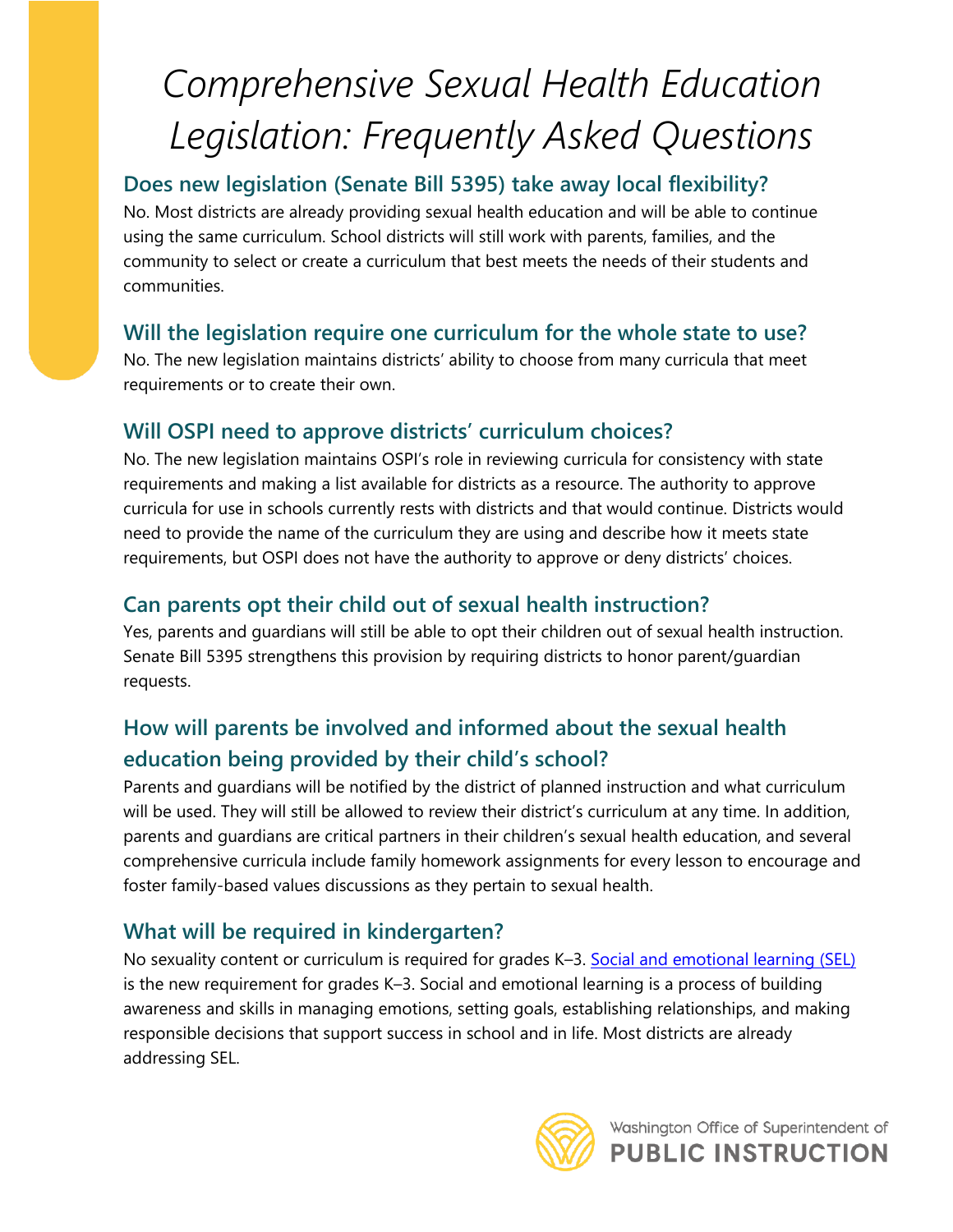# Comprehensive Sexual Health Education Legislation: Frequently Asked Questions

## Does new legislation (Senate Bill 5395) take away local flexibility?

No. Most districts are already providing sexual health education and will be able to continue using the same curriculum. School districts will still work with parents, families, and the community to select or create a curriculum that best meets the needs of their students and communities.

## Will the legislation require one curriculum for the whole state to use?

No. The new legislation maintains districts' ability to choose from many curricula that meet requirements or to create their own.

## Will OSPI need to approve districts' curriculum choices?

No. The new legislation maintains OSPI's role in reviewing curricula for consistency with state requirements and making a list available for districts as a resource. The authority to approve curricula for use in schools currently rests with districts and that would continue. Districts would need to provide the name of the curriculum they are using and describe how it meets state requirements, but OSPI does not have the authority to approve or deny districts' choices.

## Can parents opt their child out of sexual health instruction?

Yes, parents and guardians will still be able to opt their children out of sexual health instruction. Senate Bill 5395 strengthens this provision by requiring districts to honor parent/guardian requests.

## How will parents be involved and informed about the sexual health education being provided by their child's school?

Parents and guardians will be notified by the district of planned instruction and what curriculum will be used. They will still be allowed to review their district's curriculum at any time. In addition, parents and guardians are critical partners in their children's sexual health education, and several comprehensive curricula include family homework assignments for every lesson to encourage and foster family-based values discussions as they pertain to sexual health.

## What will be required in kindergarten?

No sexuality content or curriculum is required for grades K–3. [Social and emotional learning (SEL)] is the new requirement for grades K–3. Social and emotional learning is a process of building awareness and skills in managing emotions, setting goals, establishing relationships, and making responsible decisions that support success in school and in life. Most districts are already addressing SEL.

Washington Office of Superintendent of **PUBLIC INSTRUCTION**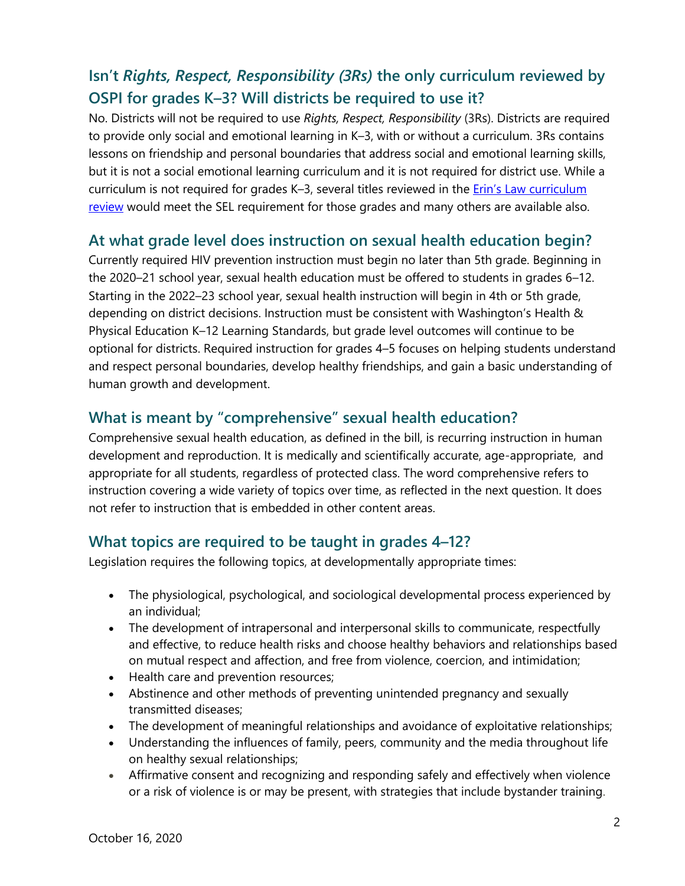## Isn't *Rights, Respect, Responsibility (3Rs)* the only curriculum reviewed by OSPI for grades K–3? Will districts be required to use it?

No. Districts will not be required to use *Rights, Respect, Responsibility* (3Rs). Districts are required to provide only social and emotional learning in K–3, with or without a curriculum. 3Rs contains lessons on friendship and personal boundaries that address social and emotional learning skills, but it is not a social emotional learning curriculum and it is not required for district use. While a curriculum is not required for grades K–3, several titles reviewed in the [Erin's Law curriculum review]() would meet the SEL requirement for those grades and many others are available also.

## At what grade level does instruction on sexual health education begin?

Currently required HIV prevention instruction must begin no later than 5th grade. Beginning in the 2020–21 school year, sexual health education must be offered to students in grades 6–12. Starting in the 2022–23 school year, sexual health instruction will begin in 4th or 5th grade, depending on district decisions. Instruction must be consistent with Washington's Health & Physical Education K–12 Learning Standards, but grade level outcomes will continue to be optional for districts. Required instruction for grades 4–5 focuses on helping students understand and respect personal boundaries, develop healthy friendships, and gain a basic understanding of human growth and development.

## What is meant by "comprehensive" sexual health education?

Comprehensive sexual health education, as defined in the bill, is recurring instruction in human development and reproduction. It is medically and scientifically accurate, age-appropriate, and appropriate for all students, regardless of protected class. The word comprehensive refers to instruction covering a wide variety of topics over time, as reflected in the next question. It does not refer to instruction that is embedded in other content areas.

## What topics are required to be taught in grades 4–12?

Legislation requires the following topics, at developmentally appropriate times:

- The physiological, psychological, and sociological developmental process experienced by an individual;
- The development of intrapersonal and interpersonal skills to communicate, respectfully and effective, to reduce health risks and choose healthy behaviors and relationships based on mutual respect and affection, and free from violence, coercion, and intimidation;
- Health care and prevention resources;
- Abstinence and other methods of preventing unintended pregnancy and sexually transmitted diseases;
- The development of meaningful relationships and avoidance of exploitative relationships;
- Understanding the influences of family, peers, community and the media throughout life on healthy sexual relationships;
- Affirmative consent and recognizing and responding safely and effectively when violence or a risk of violence is or may be present, with strategies that include bystander training.

October 16, 2020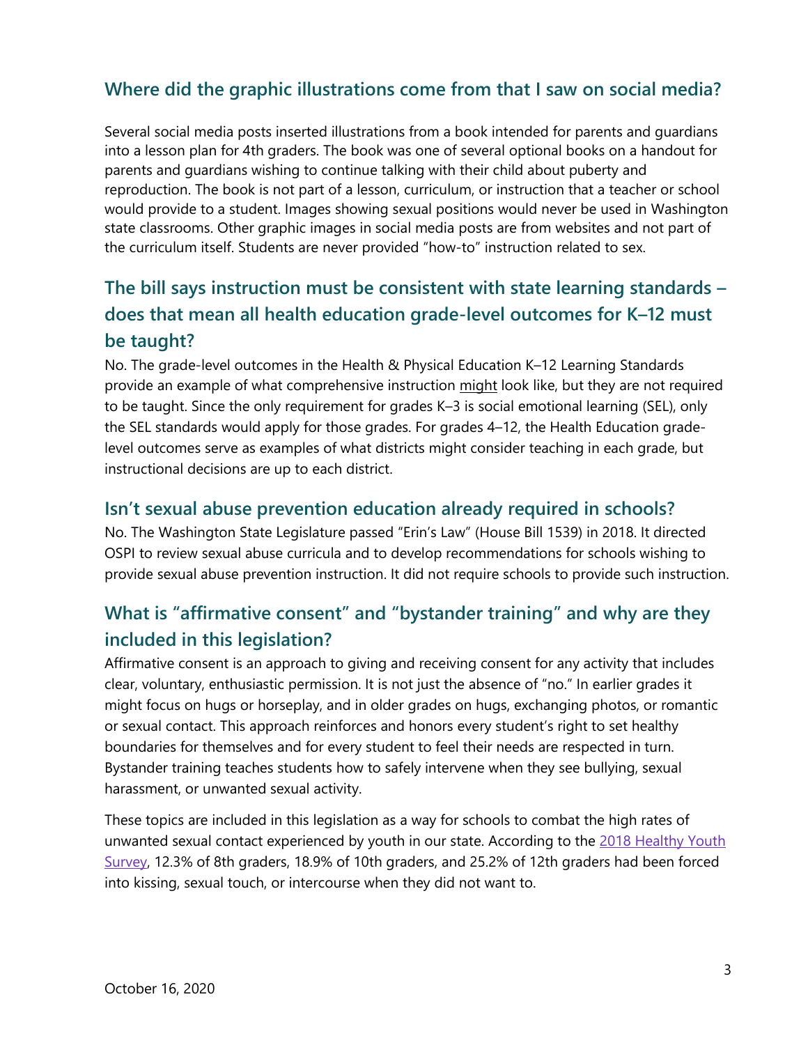## Where did the graphic illustrations come from that I saw on social media?

Several social media posts inserted illustrations from a book intended for parents and guardians into a lesson plan for 4th graders. The book was one of several optional books on a handout for parents and guardians wishing to continue talking with their child about puberty and reproduction. The book is not part of a lesson, curriculum, or instruction that a teacher or school would provide to a student. Images showing sexual positions would never be used in Washington state classrooms. Other graphic images in social media posts are from websites and not part of the curriculum itself. Students are never provided "how-to" instruction related to sex.

## The bill says instruction must be consistent with state learning standards – does that mean all health education grade-level outcomes for K–12 must be taught?

No. The grade-level outcomes in the Health & Physical Education K–12 Learning Standards provide an example of what comprehensive instruction <u>might</u> look like, but they are not required to be taught. Since the only requirement for grades K–3 is social emotional learning (SEL), only the SEL standards would apply for those grades. For grades 4–12, the Health Education grade-level outcomes serve as examples of what districts might consider teaching in each grade, but instructional decisions are up to each district.

## Isn't sexual abuse prevention education already required in schools?

No. The Washington State Legislature passed "Erin's Law" (House Bill 1539) in 2018. It directed OSPI to review sexual abuse curricula and to develop recommendations for schools wishing to provide sexual abuse prevention instruction. It did not require schools to provide such instruction.

## What is "affirmative consent" and "bystander training" and why are they included in this legislation?

Affirmative consent is an approach to giving and receiving consent for any activity that includes clear, voluntary, enthusiastic permission. It is not just the absence of "no." In earlier grades it might focus on hugs or horseplay, and in older grades on hugs, exchanging photos, or romantic or sexual contact. This approach reinforces and honors every student's right to set healthy boundaries for themselves and for every student to feel their needs are respected in turn. Bystander training teaches students how to safely intervene when they see bullying, sexual harassment, or unwanted sexual activity.

These topics are included in this legislation as a way for schools to combat the high rates of unwanted sexual contact experienced by youth in our state. According to the 2018 Healthy Youth Survey, 12.3% of 8th graders, 18.9% of 10th graders, and 25.2% of 12th graders had been forced into kissing, sexual touch, or intercourse when they did not want to.

October 16, 2020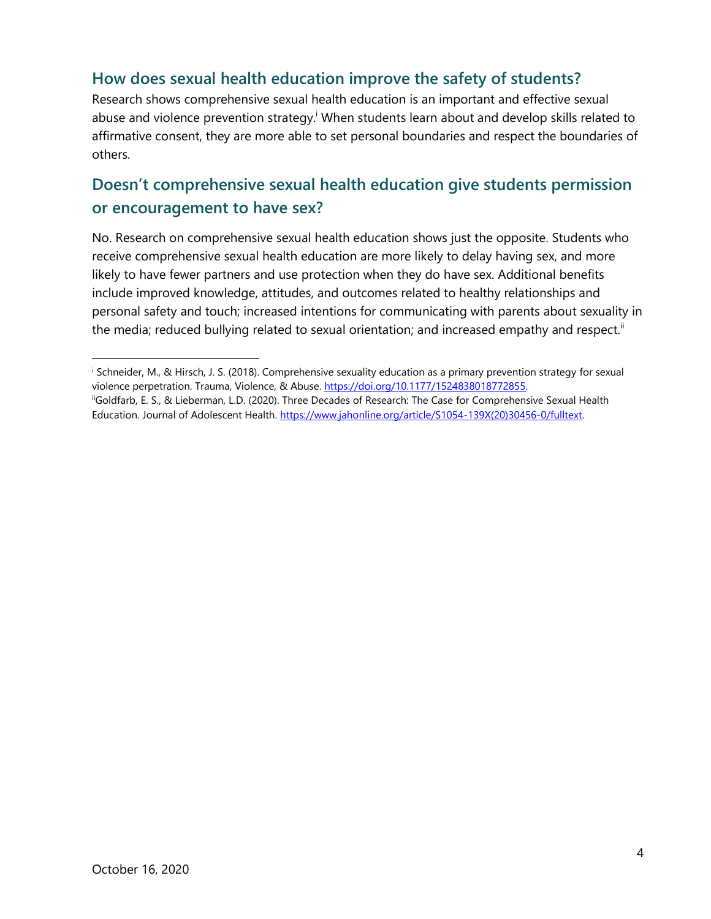## How does sexual health education improve the safety of students?

Research shows comprehensive sexual health education is an important and effective sexual abuse and violence prevention strategy.[i] When students learn about and develop skills related to affirmative consent, they are more able to set personal boundaries and respect the boundaries of others.

## Doesn't comprehensive sexual health education give students permission or encouragement to have sex?

No. Research on comprehensive sexual health education shows just the opposite. Students who receive comprehensive sexual health education are more likely to delay having sex, and more likely to have fewer partners and use protection when they do have sex. Additional benefits include improved knowledge, attitudes, and outcomes related to healthy relationships and personal safety and touch; increased intentions for communicating with parents about sexuality in the media; reduced bullying related to sexual orientation; and increased empathy and respect.[ii]

---

[i] Schneider, M., & Hirsch, J. S. (2018). Comprehensive sexuality education as a primary prevention strategy for sexual violence perpetration. Trauma, Violence, & Abuse. https://doi.org/10.1177/1524838018772855.

[ii] Goldfarb, E. S., & Lieberman, L.D. (2020). Three Decades of Research: The Case for Comprehensive Sexual Health Education. Journal of Adolescent Health. https://www.jahonline.org/article/S1054-139X(20)30456-0/fulltext.

October 16, 2020